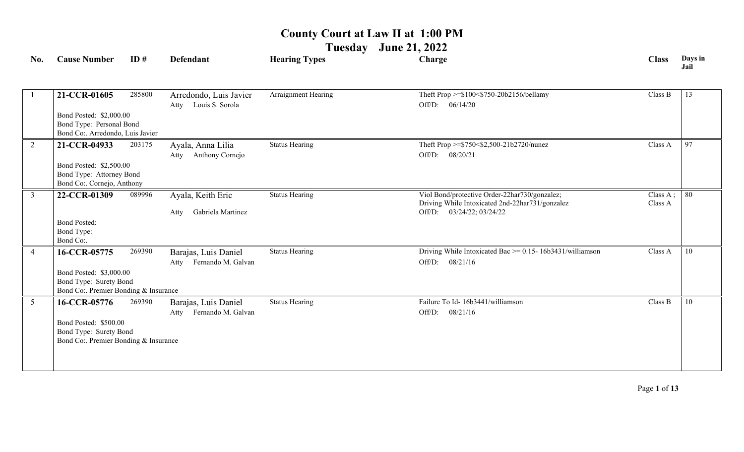# County Court at Law II at 1:00 PM

## Tuesday June 21, 2022

| No. | Cause Number | ID # | Defendant | Hearing Types | Charge | Class | Days in Jail |
|---|---|---|---|---|---|---|---|
| 1 | **21-CCR-01605**<br>Bond Posted: $2,000.00<br>Bond Type: Personal Bond<br>Bond Co:. Arredondo, Luis Javier | 285800 | Arredondo, Luis Javier<br>Atty Louis S. Sorola | Arraignment Hearing | Theft Prop >=$100<$750-20b2156/bellamy<br>Off/D: 06/14/20 | Class B | 13 |
| 2 | **21-CCR-04933**<br>Bond Posted: $2,500.00<br>Bond Type: Attorney Bond<br>Bond Co:. Cornejo, Anthony | 203175 | Ayala, Anna Lilia<br>Atty Anthony Cornejo | Status Hearing | Theft Prop >=$750<$2,500-21b2720/nunez<br>Off/D: 08/20/21 | Class A | 97 |
| 3 | **22-CCR-01309**<br>Bond Posted:<br>Bond Type:<br>Bond Co:. | 089996 | Ayala, Keith Eric<br>Atty Gabriela Martinez | Status Hearing | Viol Bond/protective Order-22har730/gonzalez;<br>Driving While Intoxicated 2nd-22har731/gonzalez<br>Off/D: 03/24/22; 03/24/22 | Class A ;<br>Class A | 80 |
| 4 | **16-CCR-05775**<br>Bond Posted: $3,000.00<br>Bond Type: Surety Bond<br>Bond Co:. Premier Bonding & Insurance | 269390 | Barajas, Luis Daniel<br>Atty Fernando M. Galvan | Status Hearing | Driving While Intoxicated Bac >= 0.15- 16b3431/williamson<br>Off/D: 08/21/16 | Class A | 10 |
| 5 | **16-CCR-05776**<br>Bond Posted: $500.00<br>Bond Type: Surety Bond<br>Bond Co:. Premier Bonding & Insurance | 269390 | Barajas, Luis Daniel<br>Atty Fernando M. Galvan | Status Hearing | Failure To Id- 16b3441/williamson<br>Off/D: 08/21/16 | Class B | 10 |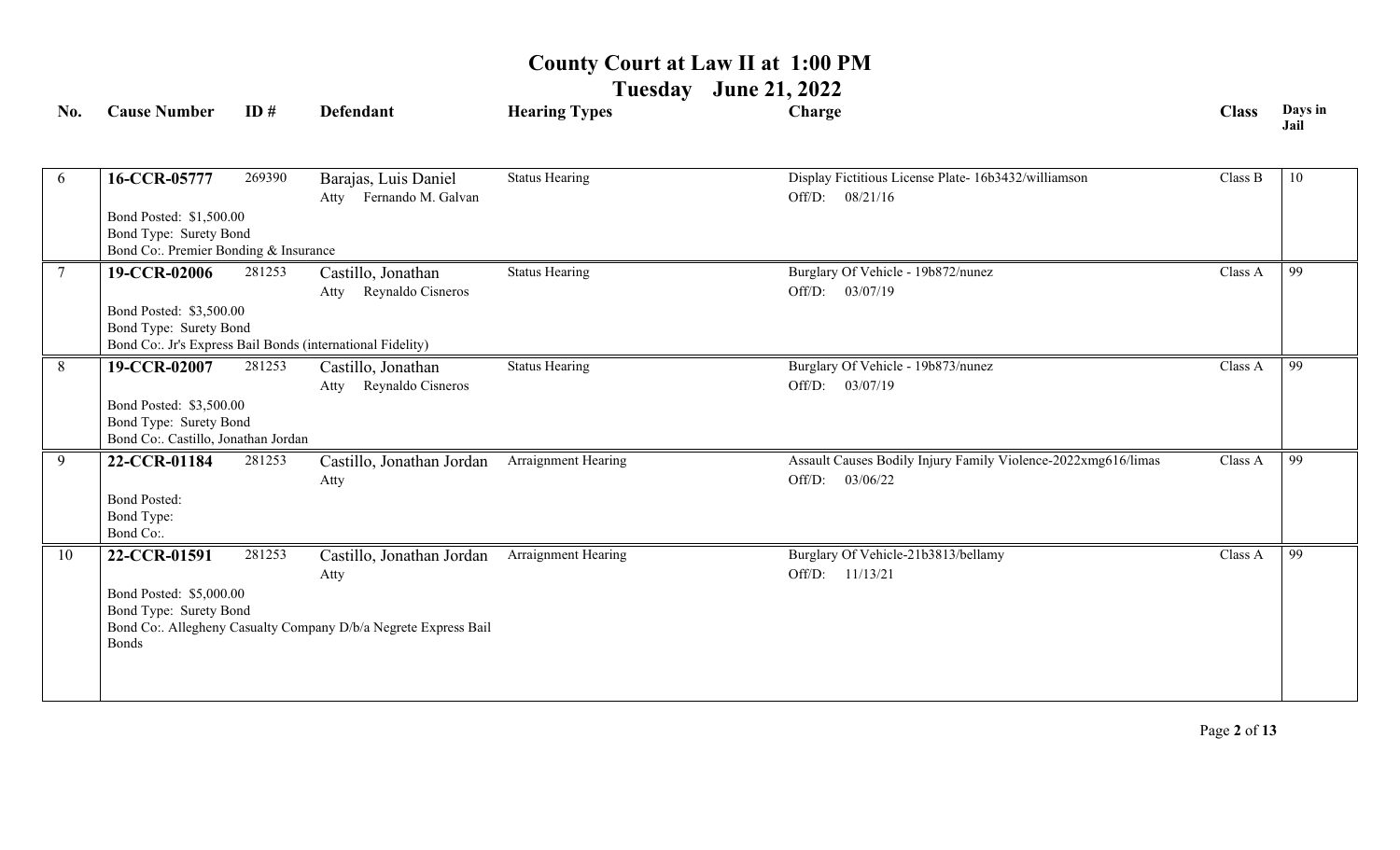# County Court at Law II at 1:00 PM

## Tuesday June 21, 2022

| No. | Cause Number | ID # | Defendant | Hearing Types | Charge | Class | Days in Jail |
|---|---|---|---|---|---|---|---|
| 6 | **16-CCR-05777**<br>Bond Posted: $1,500.00<br>Bond Type: Surety Bond<br>Bond Co:. Premier Bonding & Insurance | 269390 | Barajas, Luis Daniel<br>Atty Fernando M. Galvan | Status Hearing | Display Fictitious License Plate- 16b3432/williamson<br>Off/D: 08/21/16 | Class B | 10 |
| 7 | **19-CCR-02006**<br>Bond Posted: $3,500.00<br>Bond Type: Surety Bond<br>Bond Co:. Jr's Express Bail Bonds (international Fidelity) | 281253 | Castillo, Jonathan<br>Atty Reynaldo Cisneros | Status Hearing | Burglary Of Vehicle - 19b872/nunez<br>Off/D: 03/07/19 | Class A | 99 |
| 8 | **19-CCR-02007**<br>Bond Posted: $3,500.00<br>Bond Type: Surety Bond<br>Bond Co:. Castillo, Jonathan Jordan | 281253 | Castillo, Jonathan<br>Atty Reynaldo Cisneros | Status Hearing | Burglary Of Vehicle - 19b873/nunez<br>Off/D: 03/07/19 | Class A | 99 |
| 9 | **22-CCR-01184**<br>Bond Posted:<br>Bond Type:<br>Bond Co:. | 281253 | Castillo, Jonathan Jordan<br>Atty | Arraignment Hearing | Assault Causes Bodily Injury Family Violence-2022xmg616/limas<br>Off/D: 03/06/22 | Class A | 99 |
| 10 | **22-CCR-01591**<br>Bond Posted: $5,000.00<br>Bond Type: Surety Bond<br>Bond Co:. Allegheny Casualty Company D/b/a Negrete Express Bail Bonds | 281253 | Castillo, Jonathan Jordan<br>Atty | Arraignment Hearing | Burglary Of Vehicle-21b3813/bellamy<br>Off/D: 11/13/21 | Class A | 99 |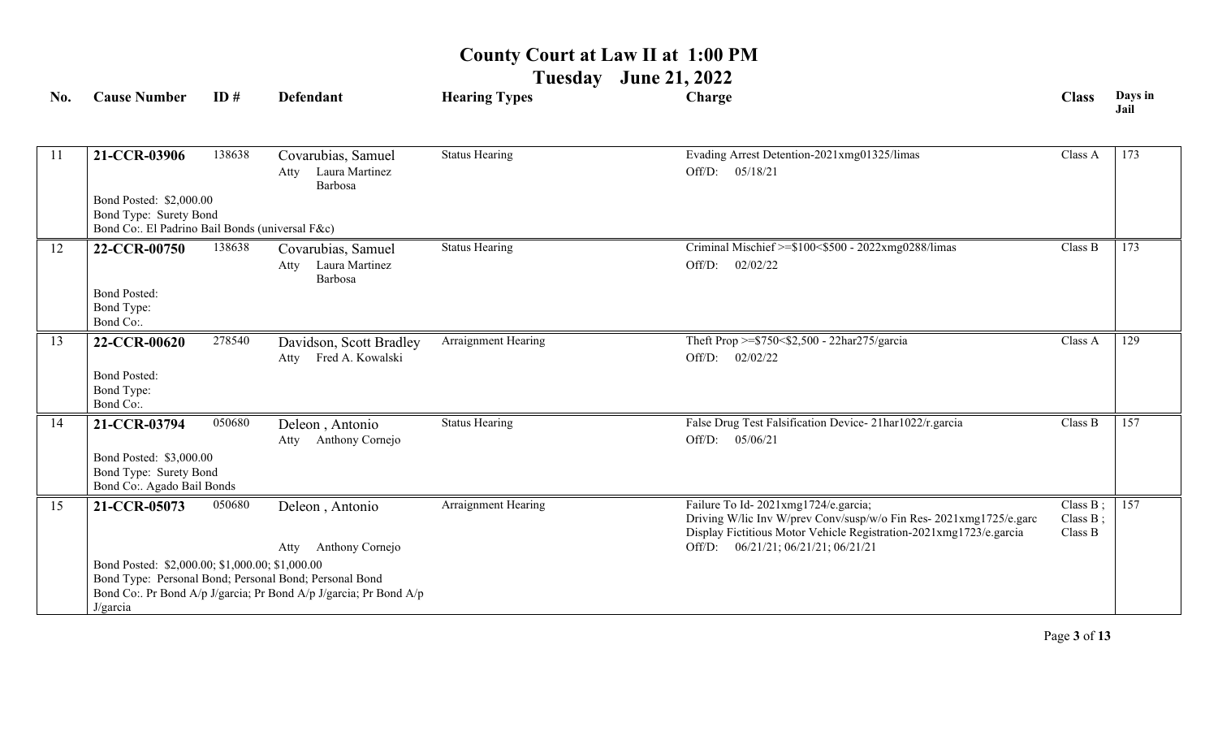# County Court at Law II at 1:00 PM

## Tuesday June 21, 2022

| No. | Cause Number | ID # | Defendant | Hearing Types | Charge | Class | Days in Jail |
|---|---|---|---|---|---|---|---|
| 11 | **21-CCR-03906**<br>Bond Posted: $2,000.00<br>Bond Type: Surety Bond<br>Bond Co:. El Padrino Bail Bonds (universal F&c) | 138638 | Covarubias, Samuel<br>Atty Laura Martinez Barbosa | Status Hearing | Evading Arrest Detention-2021xmg01325/limas<br>Off/D: 05/18/21 | Class A | 173 |
| 12 | **22-CCR-00750**<br>Bond Posted:<br>Bond Type:<br>Bond Co:. | 138638 | Covarubias, Samuel<br>Atty Laura Martinez Barbosa | Status Hearing | Criminal Mischief >=$100<$500 - 2022xmg0288/limas<br>Off/D: 02/02/22 | Class B | 173 |
| 13 | **22-CCR-00620**<br>Bond Posted:<br>Bond Type:<br>Bond Co:. | 278540 | Davidson, Scott Bradley<br>Atty Fred A. Kowalski | Arraignment Hearing | Theft Prop >=$750<$2,500 - 22har275/garcia<br>Off/D: 02/02/22 | Class A | 129 |
| 14 | **21-CCR-03794**<br>Bond Posted: $3,000.00<br>Bond Type: Surety Bond<br>Bond Co:. Agado Bail Bonds | 050680 | Deleon , Antonio<br>Atty Anthony Cornejo | Status Hearing | False Drug Test Falsification Device- 21har1022/r.garcia<br>Off/D: 05/06/21 | Class B | 157 |
| 15 | **21-CCR-05073**<br>Bond Posted: $2,000.00; $1,000.00; $1,000.00<br>Bond Type: Personal Bond; Personal Bond; Personal Bond<br>Bond Co:. Pr Bond A/p J/garcia; Pr Bond A/p J/garcia; Pr Bond A/p J/garcia | 050680 | Deleon , Antonio<br>Atty Anthony Cornejo | Arraignment Hearing | Failure To Id- 2021xmg1724/e.garcia;<br>Driving W/lic Inv W/prev Conv/susp/w/o Fin Res- 2021xmg1725/e.garc<br>Display Fictitious Motor Vehicle Registration-2021xmg1723/e.garcia<br>Off/D: 06/21/21; 06/21/21; 06/21/21 | Class B ;<br>Class B ;<br>Class B | 157 |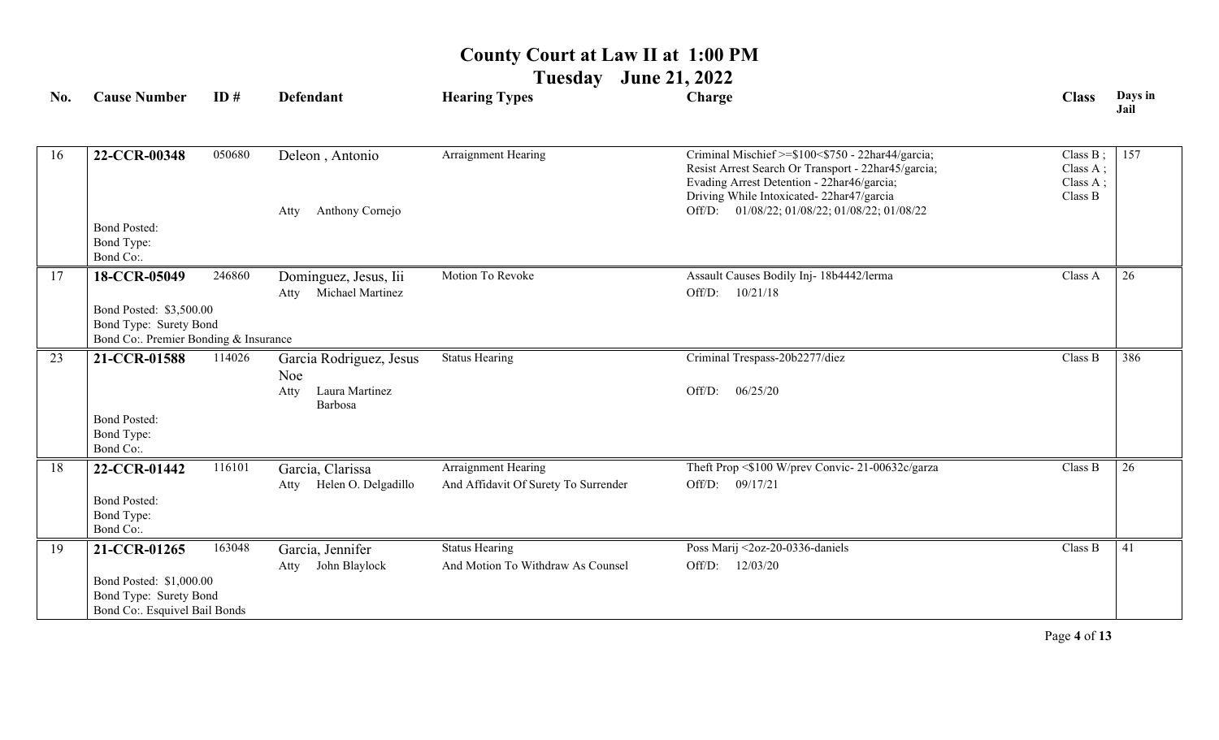# County Court at Law II at 1:00 PM

## Tuesday June 21, 2022

| No. | Cause Number | ID # | Defendant | Hearing Types | Charge | Class | Days in Jail |
|---|---|---|---|---|---|---|---|
| 16 | **22-CCR-00348**<br>Bond Posted:<br>Bond Type:<br>Bond Co:. | 050680 | Deleon , Antonio<br>Atty Anthony Cornejo | Arraignment Hearing | Criminal Mischief >=$100<$750 - 22har44/garcia;<br>Resist Arrest Search Or Transport - 22har45/garcia;<br>Evading Arrest Detention - 22har46/garcia;<br>Driving While Intoxicated- 22har47/garcia<br>Off/D: 01/08/22; 01/08/22; 01/08/22; 01/08/22 | Class B ;<br>Class A ;<br>Class A ;<br>Class B | 157 |
| 17 | **18-CCR-05049**<br>Bond Posted: $3,500.00<br>Bond Type: Surety Bond<br>Bond Co:. Premier Bonding & Insurance | 246860 | Dominguez, Jesus, Iii<br>Atty Michael Martinez | Motion To Revoke | Assault Causes Bodily Inj- 18b4442/lerma<br>Off/D: 10/21/18 | Class A | 26 |
| 23 | **21-CCR-01588**<br>Bond Posted:<br>Bond Type:<br>Bond Co:. | 114026 | Garcia Rodriguez, Jesus Noe<br>Atty Laura Martinez Barbosa | Status Hearing | Criminal Trespass-20b2277/diez<br>Off/D: 06/25/20 | Class B | 386 |
| 18 | **22-CCR-01442**<br>Bond Posted:<br>Bond Type:<br>Bond Co:. | 116101 | Garcia, Clarissa<br>Atty Helen O. Delgadillo | Arraignment Hearing<br>And Affidavit Of Surety To Surrender | Theft Prop <$100 W/prev Convic- 21-00632c/garza<br>Off/D: 09/17/21 | Class B | 26 |
| 19 | **21-CCR-01265**<br>Bond Posted: $1,000.00<br>Bond Type: Surety Bond<br>Bond Co:. Esquivel Bail Bonds | 163048 | Garcia, Jennifer<br>Atty John Blaylock | Status Hearing<br>And Motion To Withdraw As Counsel | Poss Marij <2oz-20-0336-daniels<br>Off/D: 12/03/20 | Class B | 41 |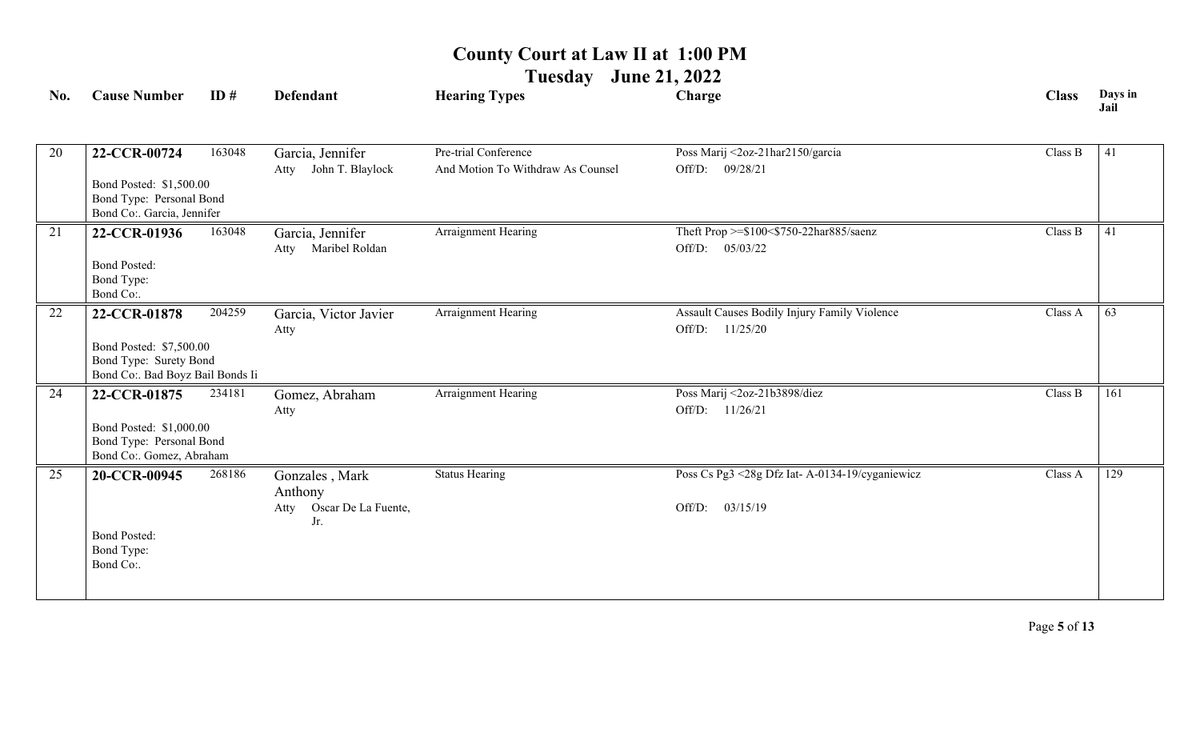# County Court at Law II at 1:00 PM

## Tuesday June 21, 2022

| No. | Cause Number | ID # | Defendant | Hearing Types | Charge | Class | Days in Jail |
|---|---|---|---|---|---|---|---|
| 20 | **22-CCR-00724**<br>Bond Posted: $1,500.00<br>Bond Type: Personal Bond<br>Bond Co:. Garcia, Jennifer | 163048 | Garcia, Jennifer<br>Atty John T. Blaylock | Pre-trial Conference<br>And Motion To Withdraw As Counsel | Poss Marij <2oz-21har2150/garcia<br>Off/D: 09/28/21 | Class B | 41 |
| 21 | **22-CCR-01936**<br>Bond Posted:<br>Bond Type:<br>Bond Co:. | 163048 | Garcia, Jennifer<br>Atty Maribel Roldan | Arraignment Hearing | Theft Prop >=$100<$750-22har885/saenz<br>Off/D: 05/03/22 | Class B | 41 |
| 22 | **22-CCR-01878**<br>Bond Posted: $7,500.00<br>Bond Type: Surety Bond<br>Bond Co:. Bad Boyz Bail Bonds Ii | 204259 | Garcia, Victor Javier<br>Atty | Arraignment Hearing | Assault Causes Bodily Injury Family Violence<br>Off/D: 11/25/20 | Class A | 63 |
| 24 | **22-CCR-01875**<br>Bond Posted: $1,000.00<br>Bond Type: Personal Bond<br>Bond Co:. Gomez, Abraham | 234181 | Gomez, Abraham<br>Atty | Arraignment Hearing | Poss Marij <2oz-21b3898/diez<br>Off/D: 11/26/21 | Class B | 161 |
| 25 | **20-CCR-00945**<br>Bond Posted:<br>Bond Type:<br>Bond Co:. | 268186 | Gonzales , Mark Anthony<br>Atty Oscar De La Fuente, Jr. | Status Hearing | Poss Cs Pg3 <28g Dfz Iat- A-0134-19/cyganiewicz<br>Off/D: 03/15/19 | Class A | 129 |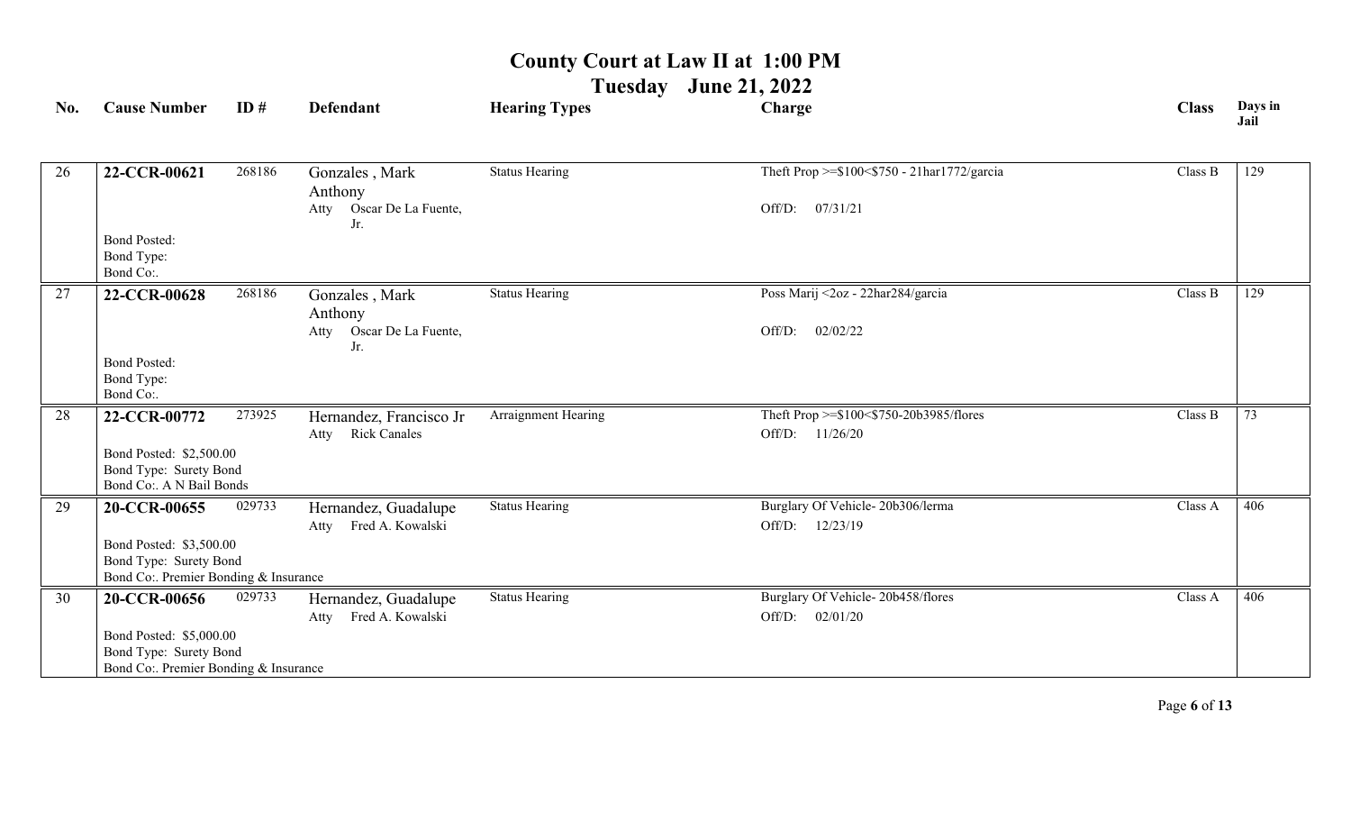# County Court at Law II at 1:00 PM

## Tuesday June 21, 2022

| No. | Cause Number | ID # | Defendant | Hearing Types | Charge | Class | Days in Jail |
|---|---|---|---|---|---|---|---|
| 26 | **22-CCR-00621**<br>Bond Posted:<br>Bond Type:<br>Bond Co:. | 268186 | Gonzales , Mark Anthony<br>Atty Oscar De La Fuente, Jr. | Status Hearing | Theft Prop >=$100<$750 - 21har1772/garcia<br>Off/D: 07/31/21 | Class B | 129 |
| 27 | **22-CCR-00628**<br>Bond Posted:<br>Bond Type:<br>Bond Co:. | 268186 | Gonzales , Mark Anthony<br>Atty Oscar De La Fuente, Jr. | Status Hearing | Poss Marij <2oz - 22har284/garcia<br>Off/D: 02/02/22 | Class B | 129 |
| 28 | **22-CCR-00772**<br>Bond Posted: $2,500.00<br>Bond Type: Surety Bond<br>Bond Co:. A N Bail Bonds | 273925 | Hernandez, Francisco Jr<br>Atty Rick Canales | Arraignment Hearing | Theft Prop >=$100<$750-20b3985/flores<br>Off/D: 11/26/20 | Class B | 73 |
| 29 | **20-CCR-00655**<br>Bond Posted: $3,500.00<br>Bond Type: Surety Bond<br>Bond Co:. Premier Bonding & Insurance | 029733 | Hernandez, Guadalupe<br>Atty Fred A. Kowalski | Status Hearing | Burglary Of Vehicle- 20b306/lerma<br>Off/D: 12/23/19 | Class A | 406 |
| 30 | **20-CCR-00656**<br>Bond Posted: $5,000.00<br>Bond Type: Surety Bond<br>Bond Co:. Premier Bonding & Insurance | 029733 | Hernandez, Guadalupe<br>Atty Fred A. Kowalski | Status Hearing | Burglary Of Vehicle- 20b458/flores<br>Off/D: 02/01/20 | Class A | 406 |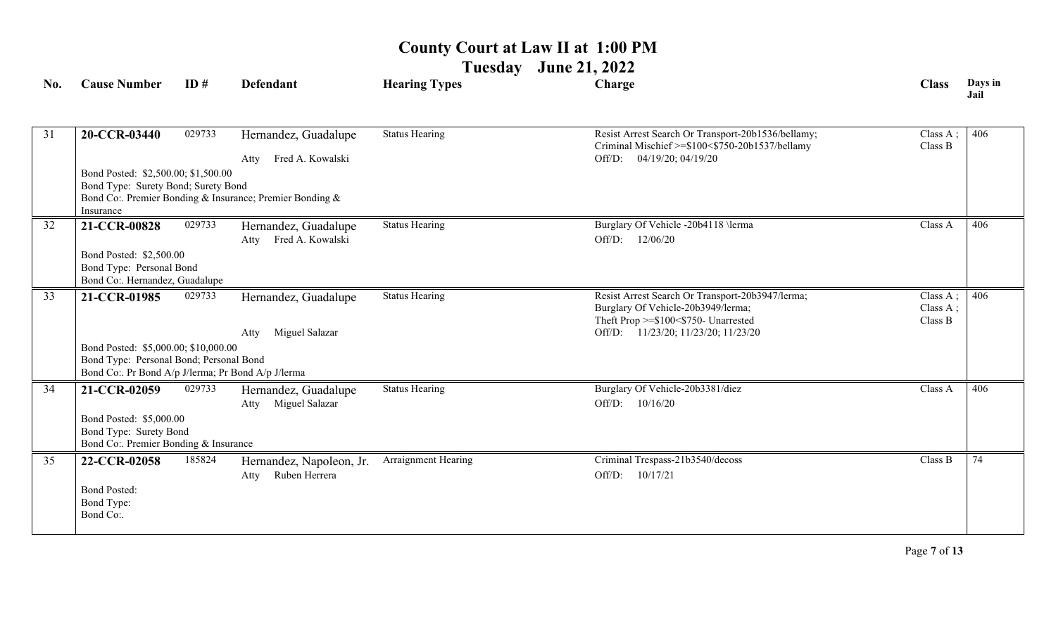# County Court at Law II at 1:00 PM

## Tuesday June 21, 2022

| No. | Cause Number | ID # | Defendant | Hearing Types | Charge | Class | Days in Jail |
|---|---|---|---|---|---|---|---|
| 31 | **20-CCR-03440** | 029733 | Hernandez, Guadalupe<br>Atty Fred A. Kowalski | Status Hearing | Resist Arrest Search Or Transport-20b1536/bellamy;<br>Criminal Mischief >=$100<$750-20b1537/bellamy<br>Off/D: 04/19/20; 04/19/20 | Class A ;<br>Class B | 406 |
| | Bond Posted: $2,500.00; $1,500.00<br>Bond Type: Surety Bond; Surety Bond<br>Bond Co:. Premier Bonding & Insurance; Premier Bonding & Insurance | | | | | | |
| 32 | **21-CCR-00828** | 029733 | Hernandez, Guadalupe<br>Atty Fred A. Kowalski | Status Hearing | Burglary Of Vehicle -20b4118 \lerma<br>Off/D: 12/06/20 | Class A | 406 |
| | Bond Posted: $2,500.00<br>Bond Type: Personal Bond<br>Bond Co:. Hernandez, Guadalupe | | | | | | |
| 33 | **21-CCR-01985** | 029733 | Hernandez, Guadalupe<br>Atty Miguel Salazar | Status Hearing | Resist Arrest Search Or Transport-20b3947/lerma;<br>Burglary Of Vehicle-20b3949/lerma;<br>Theft Prop >=$100<$750- Unarrested<br>Off/D: 11/23/20; 11/23/20; 11/23/20 | Class A ;<br>Class A ;<br>Class B | 406 |
| | Bond Posted: $5,000.00; $10,000.00<br>Bond Type: Personal Bond; Personal Bond<br>Bond Co:. Pr Bond A/p J/lerma; Pr Bond A/p J/lerma | | | | | | |
| 34 | **21-CCR-02059** | 029733 | Hernandez, Guadalupe<br>Atty Miguel Salazar | Status Hearing | Burglary Of Vehicle-20b3381/diez<br>Off/D: 10/16/20 | Class A | 406 |
| | Bond Posted: $5,000.00<br>Bond Type: Surety Bond<br>Bond Co:. Premier Bonding & Insurance | | | | | | |
| 35 | **22-CCR-02058** | 185824 | Hernandez, Napoleon, Jr.<br>Atty Ruben Herrera | Arraignment Hearing | Criminal Trespass-21b3540/decoss<br>Off/D: 10/17/21 | Class B | 74 |
| | Bond Posted:<br>Bond Type:<br>Bond Co:. | | | | | | |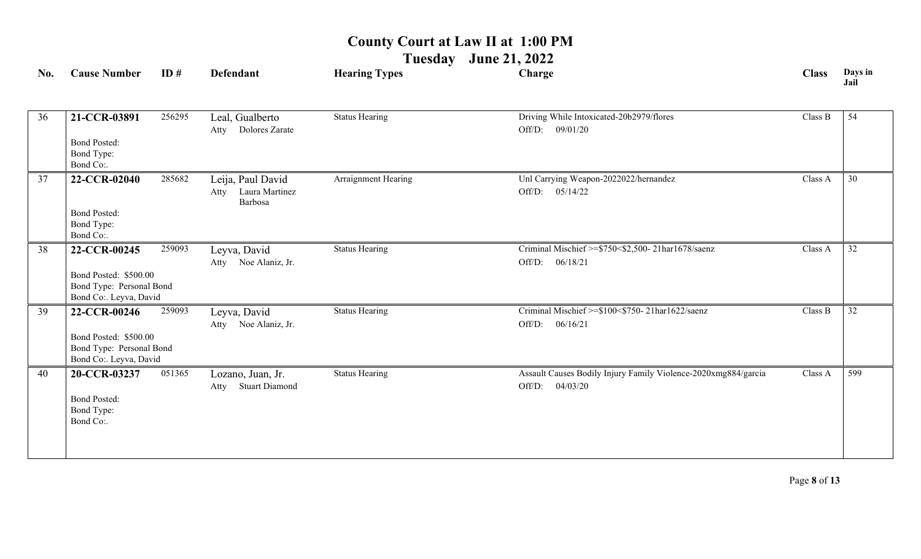# County Court at Law II at 1:00 PM

## Tuesday June 21, 2022

| No. | Cause Number | ID # | Defendant | Hearing Types | Charge | Class | Days in Jail |
|---|---|---|---|---|---|---|---|
| 36 | **21-CCR-03891**<br>Bond Posted:<br>Bond Type:<br>Bond Co:. | 256295 | Leal, Gualberto<br>Atty Dolores Zarate | Status Hearing | Driving While Intoxicated-20b2979/flores<br>Off/D: 09/01/20 | Class B | 54 |
| 37 | **22-CCR-02040**<br>Bond Posted:<br>Bond Type:<br>Bond Co:. | 285682 | Leija, Paul David<br>Atty Laura Martinez Barbosa | Arraignment Hearing | Unl Carrying Weapon-2022022/hernandez<br>Off/D: 05/14/22 | Class A | 30 |
| 38 | **22-CCR-00245**<br>Bond Posted: $500.00<br>Bond Type: Personal Bond<br>Bond Co:. Leyva, David | 259093 | Leyva, David<br>Atty Noe Alaniz, Jr. | Status Hearing | Criminal Mischief >=$750<$2,500- 21har1678/saenz<br>Off/D: 06/18/21 | Class A | 32 |
| 39 | **22-CCR-00246**<br>Bond Posted: $500.00<br>Bond Type: Personal Bond<br>Bond Co:. Leyva, David | 259093 | Leyva, David<br>Atty Noe Alaniz, Jr. | Status Hearing | Criminal Mischief >=$100<$750- 21har1622/saenz<br>Off/D: 06/16/21 | Class B | 32 |
| 40 | **20-CCR-03237**<br>Bond Posted:<br>Bond Type:<br>Bond Co:. | 051365 | Lozano, Juan, Jr.<br>Atty Stuart Diamond | Status Hearing | Assault Causes Bodily Injury Family Violence-2020xmg884/garcia<br>Off/D: 04/03/20 | Class A | 599 |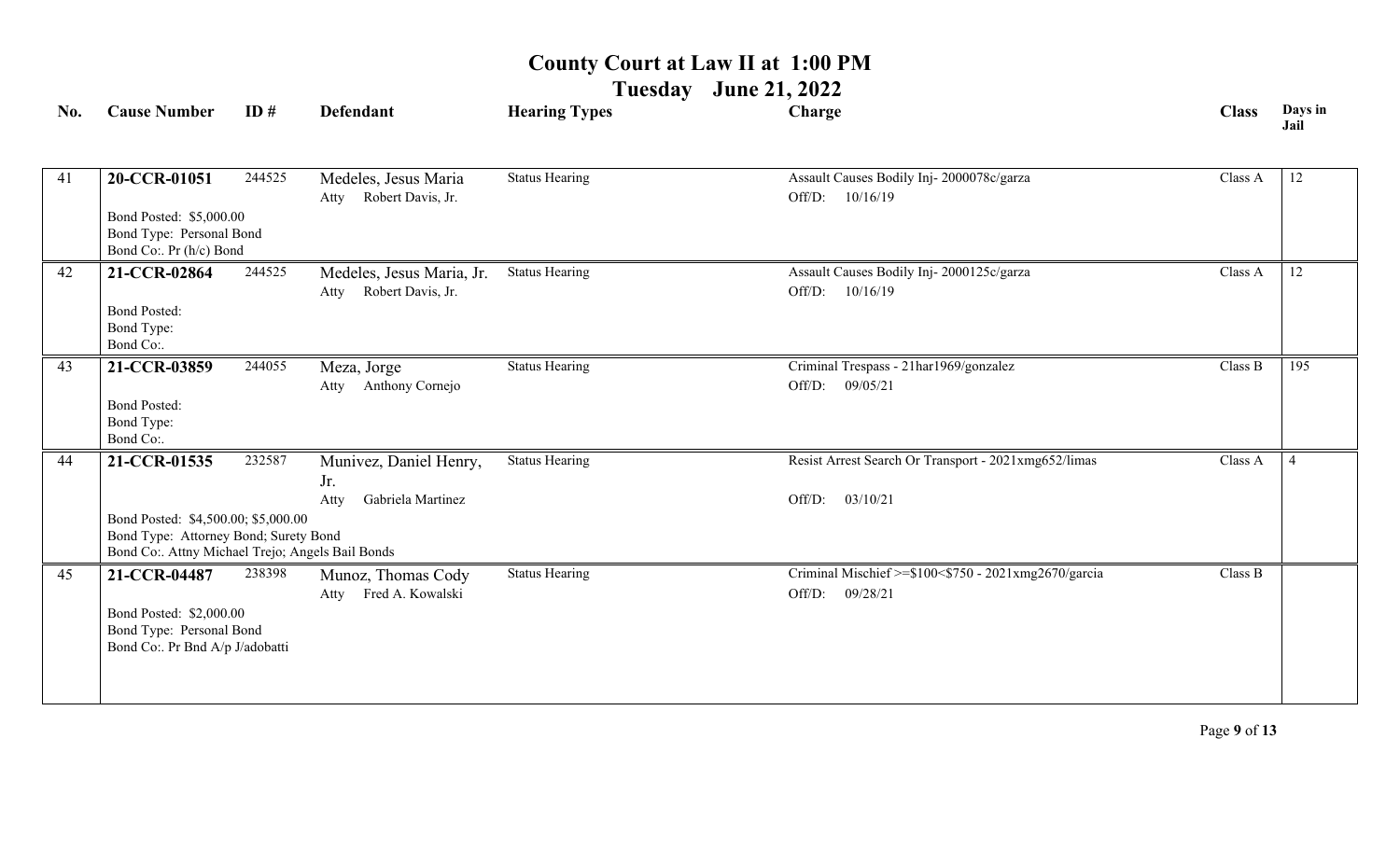# County Court at Law II at 1:00 PM

## Tuesday June 21, 2022

| No. | Cause Number | ID # | Defendant | Hearing Types | Charge | Class | Days in Jail |
|---|---|---|---|---|---|---|---|
| 41 | **20-CCR-01051**<br>Bond Posted: $5,000.00<br>Bond Type: Personal Bond<br>Bond Co:. Pr (h/c) Bond | 244525 | Medeles, Jesus Maria<br>Atty Robert Davis, Jr. | Status Hearing | Assault Causes Bodily Inj- 2000078c/garza<br>Off/D: 10/16/19 | Class A | 12 |
| 42 | **21-CCR-02864**<br>Bond Posted:<br>Bond Type:<br>Bond Co:. | 244525 | Medeles, Jesus Maria, Jr.<br>Atty Robert Davis, Jr. | Status Hearing | Assault Causes Bodily Inj- 2000125c/garza<br>Off/D: 10/16/19 | Class A | 12 |
| 43 | **21-CCR-03859**<br>Bond Posted:<br>Bond Type:<br>Bond Co:. | 244055 | Meza, Jorge<br>Atty Anthony Cornejo | Status Hearing | Criminal Trespass - 21har1969/gonzalez<br>Off/D: 09/05/21 | Class B | 195 |
| 44 | **21-CCR-01535**<br>Bond Posted: $4,500.00; $5,000.00<br>Bond Type: Attorney Bond; Surety Bond<br>Bond Co:. Attny Michael Trejo; Angels Bail Bonds | 232587 | Munivez, Daniel Henry, Jr.<br>Atty Gabriela Martinez | Status Hearing | Resist Arrest Search Or Transport - 2021xmg652/limas<br>Off/D: 03/10/21 | Class A | 4 |
| 45 | **21-CCR-04487**<br>Bond Posted: $2,000.00<br>Bond Type: Personal Bond<br>Bond Co:. Pr Bnd A/p J/adobatti | 238398 | Munoz, Thomas Cody<br>Atty Fred A. Kowalski | Status Hearing | Criminal Mischief >=$100<$750 - 2021xmg2670/garcia<br>Off/D: 09/28/21 | Class B | |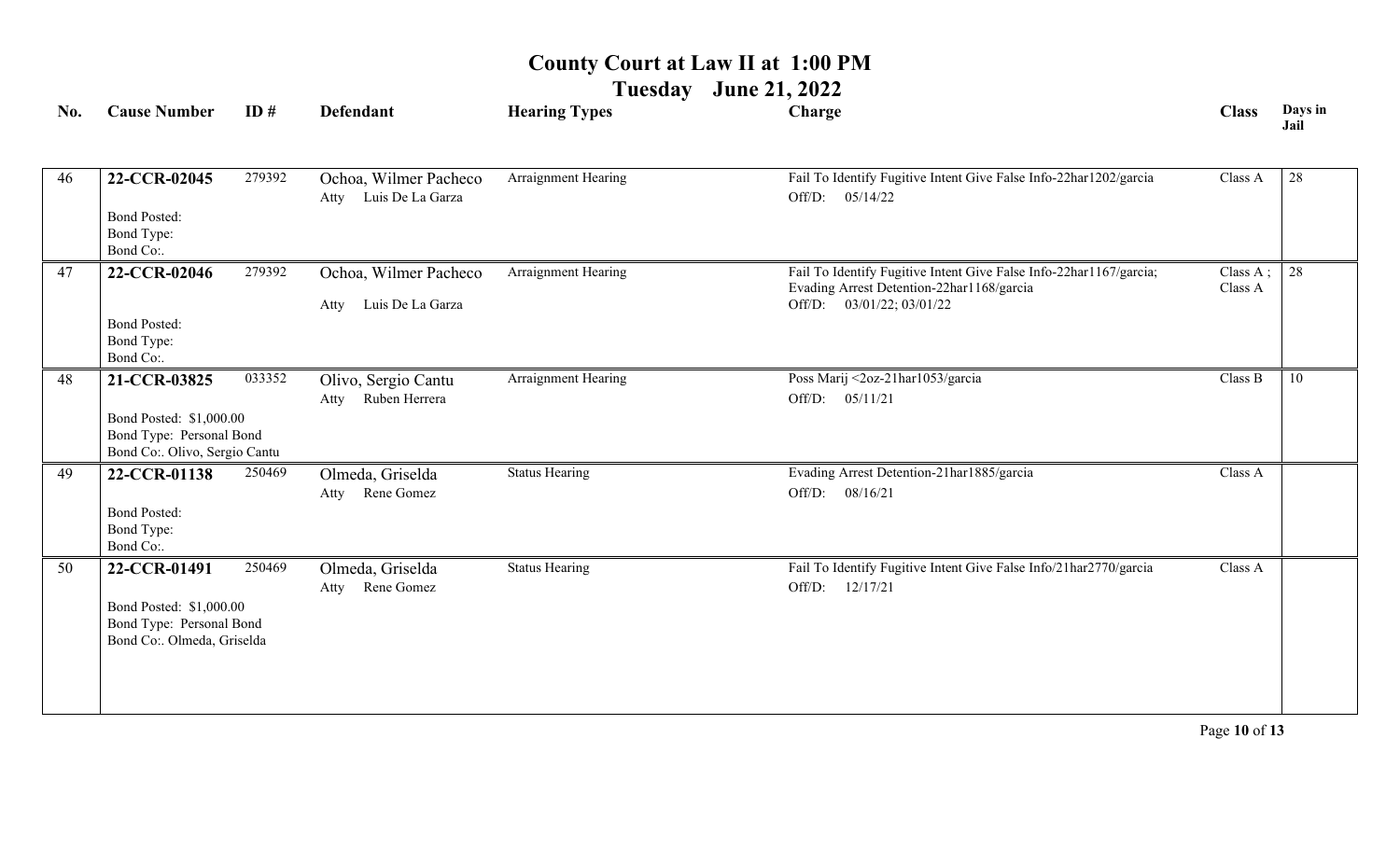# County Court at Law II at 1:00 PM

## Tuesday June 21, 2022

| No. | Cause Number | ID # | Defendant | Hearing Types | Charge | Class | Days in Jail |
|---|---|---|---|---|---|---|---|
| 46 | **22-CCR-02045**<br>Bond Posted:<br>Bond Type:<br>Bond Co:. | 279392 | Ochoa, Wilmer Pacheco<br>Atty Luis De La Garza | Arraignment Hearing | Fail To Identify Fugitive Intent Give False Info-22har1202/garcia<br>Off/D: 05/14/22 | Class A | 28 |
| 47 | **22-CCR-02046**<br>Bond Posted:<br>Bond Type:<br>Bond Co:. | 279392 | Ochoa, Wilmer Pacheco<br>Atty Luis De La Garza | Arraignment Hearing | Fail To Identify Fugitive Intent Give False Info-22har1167/garcia; Evading Arrest Detention-22har1168/garcia<br>Off/D: 03/01/22; 03/01/22 | Class A ; Class A | 28 |
| 48 | **21-CCR-03825**<br>Bond Posted: $1,000.00<br>Bond Type: Personal Bond<br>Bond Co:. Olivo, Sergio Cantu | 033352 | Olivo, Sergio Cantu<br>Atty Ruben Herrera | Arraignment Hearing | Poss Marij <2oz-21har1053/garcia<br>Off/D: 05/11/21 | Class B | 10 |
| 49 | **22-CCR-01138**<br>Bond Posted:<br>Bond Type:<br>Bond Co:. | 250469 | Olmeda, Griselda<br>Atty Rene Gomez | Status Hearing | Evading Arrest Detention-21har1885/garcia<br>Off/D: 08/16/21 | Class A | |
| 50 | **22-CCR-01491**<br>Bond Posted: $1,000.00<br>Bond Type: Personal Bond<br>Bond Co:. Olmeda, Griselda | 250469 | Olmeda, Griselda<br>Atty Rene Gomez | Status Hearing | Fail To Identify Fugitive Intent Give False Info/21har2770/garcia<br>Off/D: 12/17/21 | Class A | |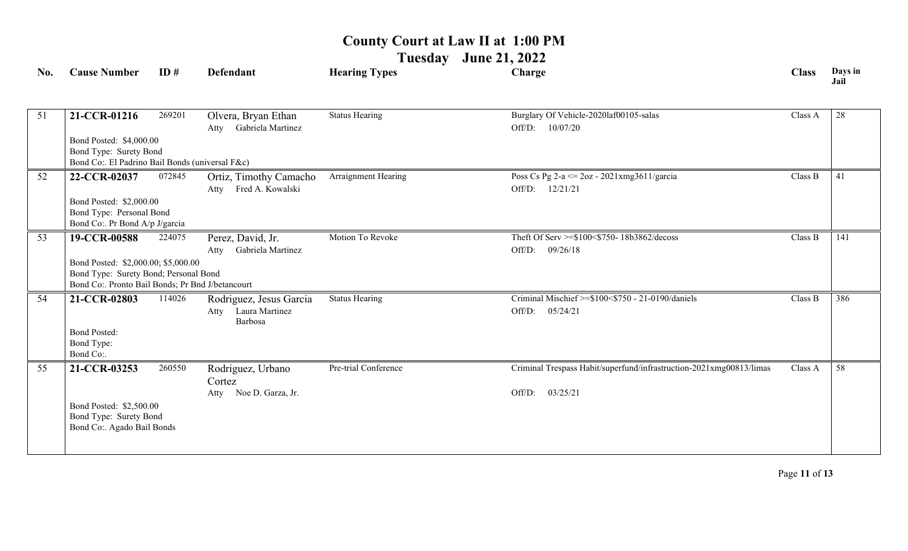# County Court at Law II at 1:00 PM

## Tuesday June 21, 2022

| No. | Cause Number | ID # | Defendant | Hearing Types | Charge | Class | Days in Jail |
|---|---|---|---|---|---|---|---|
| 51 | **21-CCR-01216** | 269201 | Olvera, Bryan Ethan<br>Atty Gabriela Martinez | Status Hearing | Burglary Of Vehicle-2020laf00105-salas<br>Off/D: 10/07/20 | Class A | 28 |
| | Bond Posted: $4,000.00<br>Bond Type: Surety Bond<br>Bond Co:. El Padrino Bail Bonds (universal F&c) | | | | | | |
| 52 | **22-CCR-02037** | 072845 | Ortiz, Timothy Camacho<br>Atty Fred A. Kowalski | Arraignment Hearing | Poss Cs Pg 2-a <= 2oz - 2021xmg3611/garcia<br>Off/D: 12/21/21 | Class B | 41 |
| | Bond Posted: $2,000.00<br>Bond Type: Personal Bond<br>Bond Co:. Pr Bond A/p J/garcia | | | | | | |
| 53 | **19-CCR-00588** | 224075 | Perez, David, Jr.<br>Atty Gabriela Martinez | Motion To Revoke | Theft Of Serv >=$100<$750- 18b3862/decoss<br>Off/D: 09/26/18 | Class B | 141 |
| | Bond Posted: $2,000.00; $5,000.00<br>Bond Type: Surety Bond; Personal Bond<br>Bond Co:. Pronto Bail Bonds; Pr Bnd J/betancourt | | | | | | |
| 54 | **21-CCR-02803** | 114026 | Rodriguez, Jesus Garcia<br>Atty Laura Martinez Barbosa | Status Hearing | Criminal Mischief >=$100<$750 - 21-0190/daniels<br>Off/D: 05/24/21 | Class B | 386 |
| | Bond Posted:<br>Bond Type:<br>Bond Co:. | | | | | | |
| 55 | **21-CCR-03253** | 260550 | Rodriguez, Urbano Cortez<br>Atty Noe D. Garza, Jr. | Pre-trial Conference | Criminal Trespass Habit/superfund/infrastruction-2021xmg00813/limas<br>Off/D: 03/25/21 | Class A | 58 |
| | Bond Posted: $2,500.00<br>Bond Type: Surety Bond<br>Bond Co:. Agado Bail Bonds | | | | | | |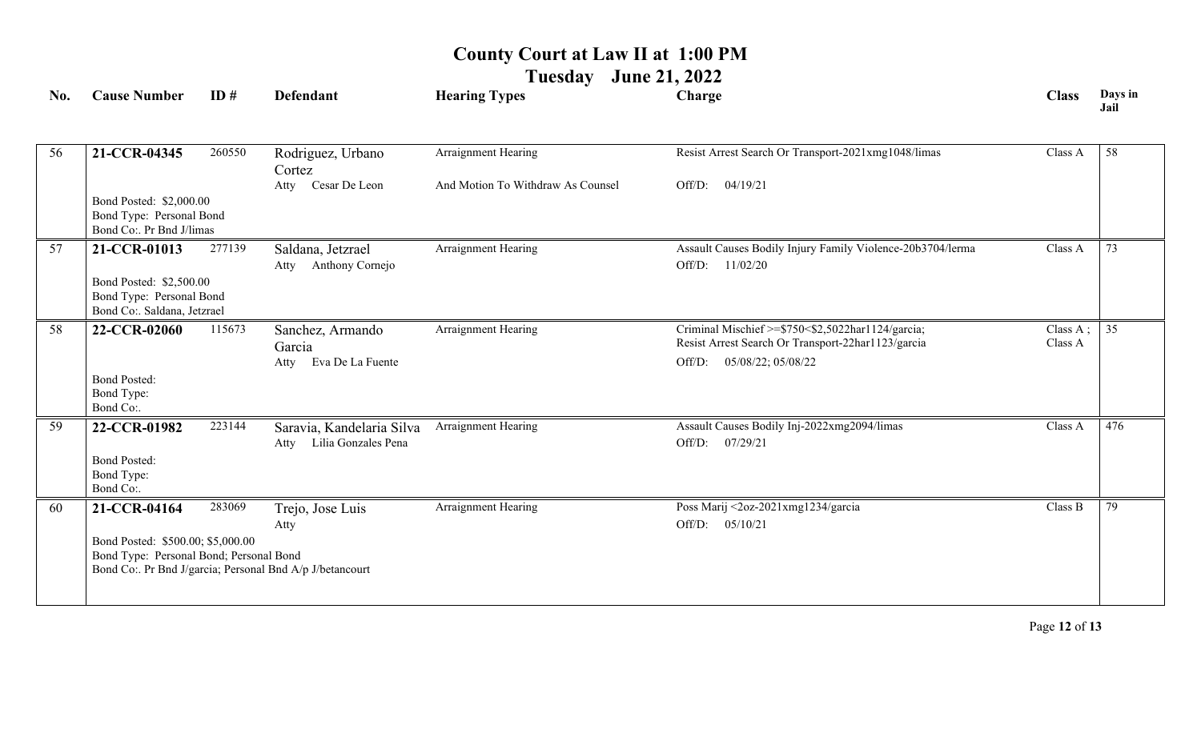# County Court at Law II at 1:00 PM

## Tuesday June 21, 2022

| No. | Cause Number | ID # | Defendant | Hearing Types | Charge | Class | Days in Jail |
|---|---|---|---|---|---|---|---|
| 56 | **21-CCR-04345** | 260550 | Rodriguez, Urbano Cortez<br>Atty Cesar De Leon | Arraignment Hearing<br>And Motion To Withdraw As Counsel | Resist Arrest Search Or Transport-2021xmg1048/limas<br>Off/D: 04/19/21 | Class A | 58 |
| | Bond Posted: $2,000.00<br>Bond Type: Personal Bond<br>Bond Co:. Pr Bnd J/limas | | | | | | |
| 57 | **21-CCR-01013** | 277139 | Saldana, Jetzrael<br>Atty Anthony Cornejo | Arraignment Hearing | Assault Causes Bodily Injury Family Violence-20b3704/lerma<br>Off/D: 11/02/20 | Class A | 73 |
| | Bond Posted: $2,500.00<br>Bond Type: Personal Bond<br>Bond Co:. Saldana, Jetzrael | | | | | | |
| 58 | **22-CCR-02060** | 115673 | Sanchez, Armando Garcia<br>Atty Eva De La Fuente | Arraignment Hearing | Criminal Mischief >=$750<$2,5022har1124/garcia;<br>Resist Arrest Search Or Transport-22har1123/garcia<br>Off/D: 05/08/22; 05/08/22 | Class A ;<br>Class A | 35 |
| | Bond Posted:<br>Bond Type:<br>Bond Co:. | | | | | | |
| 59 | **22-CCR-01982** | 223144 | Saravia, Kandelaria Silva<br>Atty Lilia Gonzales Pena | Arraignment Hearing | Assault Causes Bodily Inj-2022xmg2094/limas<br>Off/D: 07/29/21 | Class A | 476 |
| | Bond Posted:<br>Bond Type:<br>Bond Co:. | | | | | | |
| 60 | **21-CCR-04164** | 283069 | Trejo, Jose Luis<br>Atty | Arraignment Hearing | Poss Marij <2oz-2021xmg1234/garcia<br>Off/D: 05/10/21 | Class B | 79 |
| | Bond Posted: $500.00; $5,000.00<br>Bond Type: Personal Bond; Personal Bond<br>Bond Co:. Pr Bnd J/garcia; Personal Bnd A/p J/betancourt | | | | | | |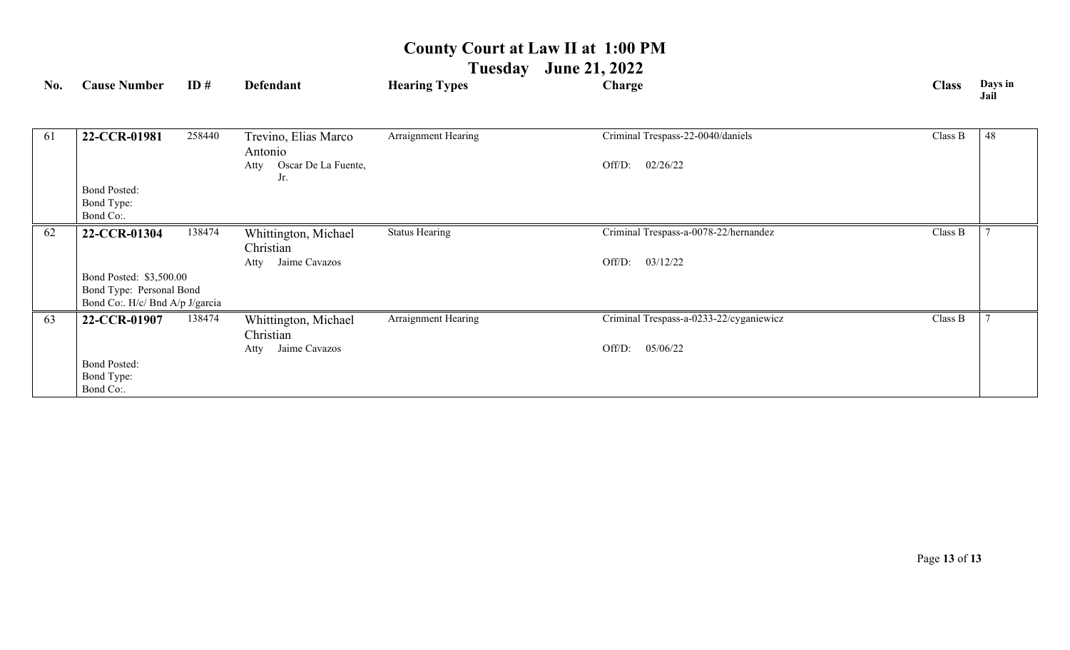# County Court at Law II at 1:00 PM

## Tuesday June 21, 2022

| No. | Cause Number | ID # | Defendant | Hearing Types | Charge | Class | Days in Jail |
|---|---|---|---|---|---|---|---|
| 61 | **22-CCR-01981**<br>Bond Posted:<br>Bond Type:<br>Bond Co:. | 258440 | Trevino, Elias Marco Antonio<br>Atty Oscar De La Fuente, Jr. | Arraignment Hearing | Criminal Trespass-22-0040/daniels<br>Off/D: 02/26/22 | Class B | 48 |
| 62 | **22-CCR-01304**<br>Bond Posted: $3,500.00<br>Bond Type: Personal Bond<br>Bond Co:. H/c/ Bnd A/p J/garcia | 138474 | Whittington, Michael Christian<br>Atty Jaime Cavazos | Status Hearing | Criminal Trespass-a-0078-22/hernandez<br>Off/D: 03/12/22 | Class B | 7 |
| 63 | **22-CCR-01907**<br>Bond Posted:<br>Bond Type:<br>Bond Co:. | 138474 | Whittington, Michael Christian<br>Atty Jaime Cavazos | Arraignment Hearing | Criminal Trespass-a-0233-22/cyganiewicz<br>Off/D: 05/06/22 | Class B | 7 |